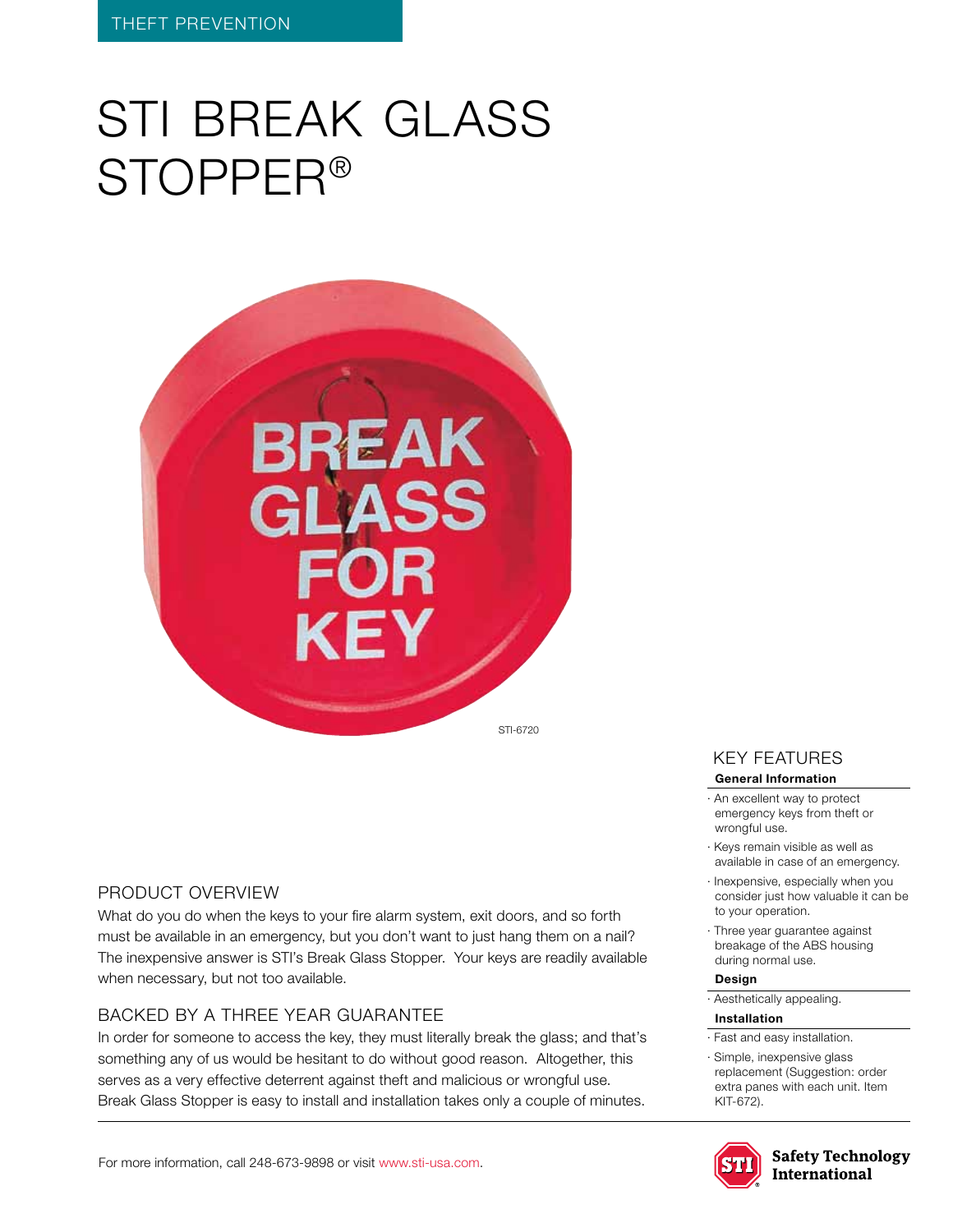THEFT PREVENTION

# STI BREAK GLASS STOPPER®

STI-6720

## PRODUCT OVERVIEW

What do you do when the keys to your fire alarm system, exit doors, and so forth must be available in an emergency, but you don't want to just hang them on a nail? The inexpensive answer is STI's Break Glass Stopper. Your keys are readily available when necessary, but not too available.

## BACKED BY A THREE YEAR GUARANTEE

In order for someone to access the key, they must literally break the glass; and that's something any of us would be hesitant to do without good reason. Altogether, this serves as a very effective deterrent against theft and malicious or wrongful use. Break Glass Stopper is easy to install and installation takes only a couple of minutes.

## KEY FEATURES

**General Information**

- An excellent way to protect emergency keys from theft or wrongful use.
- Keys remain visible as well as available in case of an emergency.
- Inexpensive, especially when you consider just how valuable it can be to your operation.
- Three year guarantee against breakage of the ABS housing during normal use.

**Design**

- Aesthetically appealing.

**Installation**

- Fast and easy installation.
- Simple, inexpensive glass replacement (Suggestion: order extra panes with each unit. Item KIT-672).

For more information, call 248-673-9898 or visit www.sti-usa.com.

Safety Technology International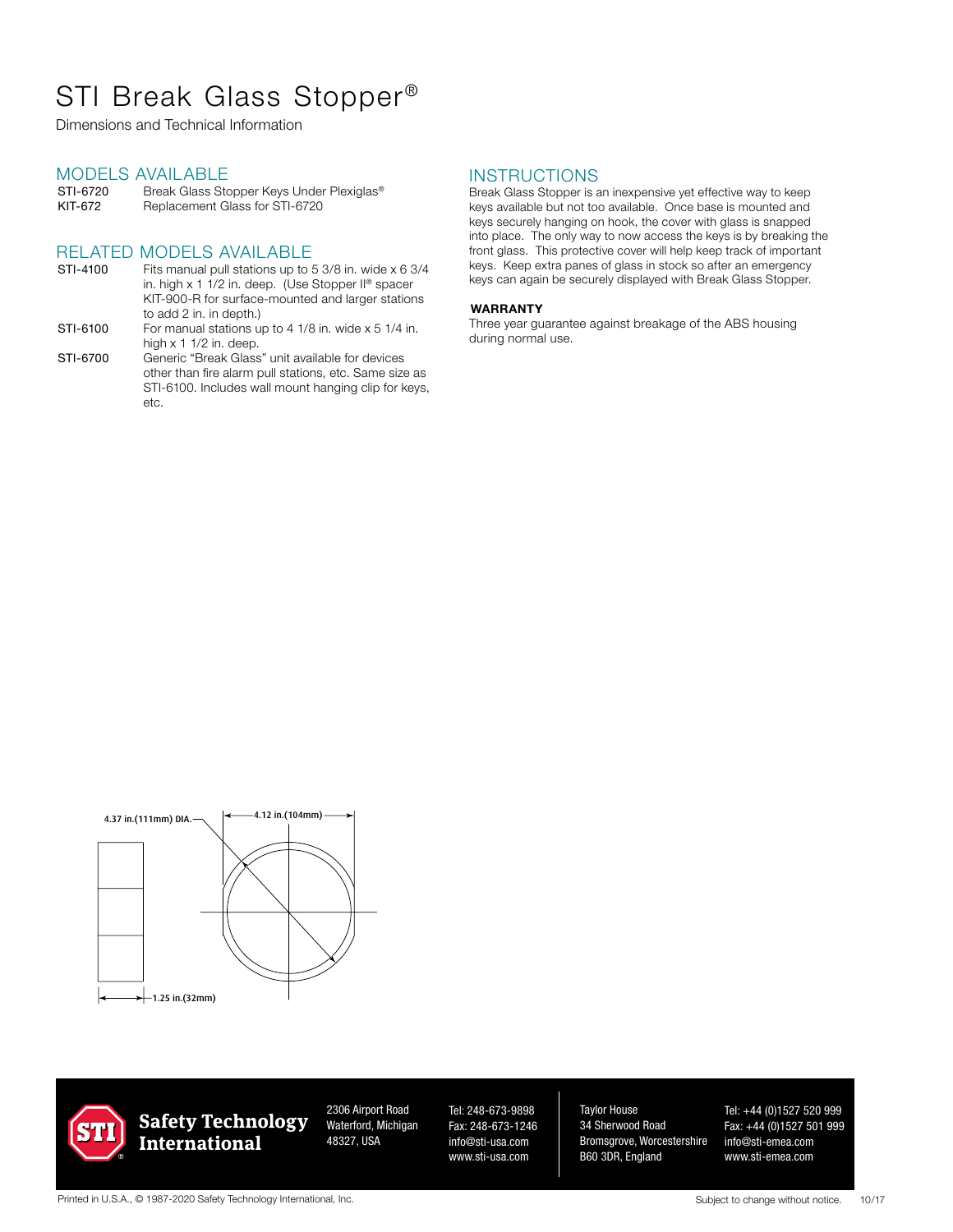# STI Break Glass Stopper®

Dimensions and Technical Information

## MODELS AVAILABLE

| | |
|---|---|
| STI-6720 | Break Glass Stopper Keys Under Plexiglas® |
| KIT-672 | Replacement Glass for STI-6720 |

## RELATED MODELS AVAILABLE

| | |
|---|---|
| STI-4100 | Fits manual pull stations up to 5 3/8 in. wide x 6 3/4 in. high x 1 1/2 in. deep. (Use Stopper II® spacer KIT-900-R for surface-mounted and larger stations to add 2 in. in depth.) |
| STI-6100 | For manual stations up to 4 1/8 in. wide x 5 1/4 in. high x 1 1/2 in. deep. |
| STI-6700 | Generic "Break Glass" unit available for devices other than fire alarm pull stations, etc. Same size as STI-6100. Includes wall mount hanging clip for keys, etc. |

## INSTRUCTIONS

Break Glass Stopper is an inexpensive yet effective way to keep keys available but not too available. Once base is mounted and keys securely hanging on hook, the cover with glass is snapped into place. The only way to now access the keys is by breaking the front glass. This protective cover will help keep track of important keys. Keep extra panes of glass in stock so after an emergency keys can again be securely displayed with Break Glass Stopper.

**WARRANTY**

Three year guarantee against breakage of the ABS housing during normal use.

4.37 in.(111mm) DIA.

4.12 in.(104mm)

1.25 in.(32mm)

**Safety Technology International**

2306 Airport Road
Waterford, Michigan
48327, USA

Tel: 248-673-9898
Fax: 248-673-1246
info@sti-usa.com
www.sti-usa.com

Taylor House
34 Sherwood Road
Bromsgrove, Worcestershire
B60 3DR, England

Tel: +44 (0)1527 520 999
Fax: +44 (0)1527 501 999
info@sti-emea.com
www.sti-emea.com

Printed in U.S.A., © 1987-2020 Safety Technology International, Inc.

Subject to change without notice. 10/17